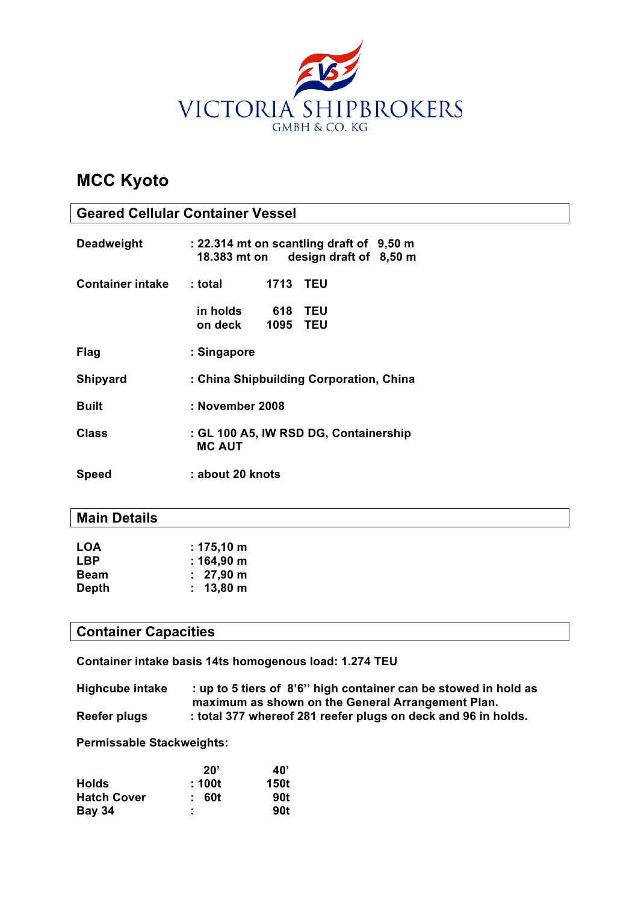VICTORIA SHIPBROKERS
GMBH & CO. KG

# MCC Kyoto

## Geared Cellular Container Vessel

| | |
|---|---|
| **Deadweight** | **: 22.314 mt on scantling draft of 9,50 m**<br>**18.383 mt on design draft of 8,50 m** |
| **Container intake** | **: total 1713 TEU** |
| | **in holds 618 TEU**<br>**on deck 1095 TEU** |
| **Flag** | **: Singapore** |
| **Shipyard** | **: China Shipbuilding Corporation, China** |
| **Built** | **: November 2008** |
| **Class** | **: GL 100 A5, IW RSD DG, Containership MC AUT** |
| **Speed** | **: about 20 knots** |

## Main Details

| | |
|---|---|
| **LOA** | **: 175,10 m** |
| **LBP** | **: 164,90 m** |
| **Beam** | **: 27,90 m** |
| **Depth** | **: 13,80 m** |

## Container Capacities

**Container intake basis 14ts homogenous load: 1.274 TEU**

**Highcube intake** : **up to 5 tiers of 8'6'' high container can be stowed in hold as maximum as shown on the General Arrangement Plan.**

**Reefer plugs** : **total 377 whereof 281 reefer plugs on deck and 96 in holds.**

**Permissable Stackweights:**

| | 20' | 40' |
|---|---|---|
| **Holds** | **: 100t** | **150t** |
| **Hatch Cover** | **: 60t** | **90t** |
| **Bay 34** | **:** | **90t** |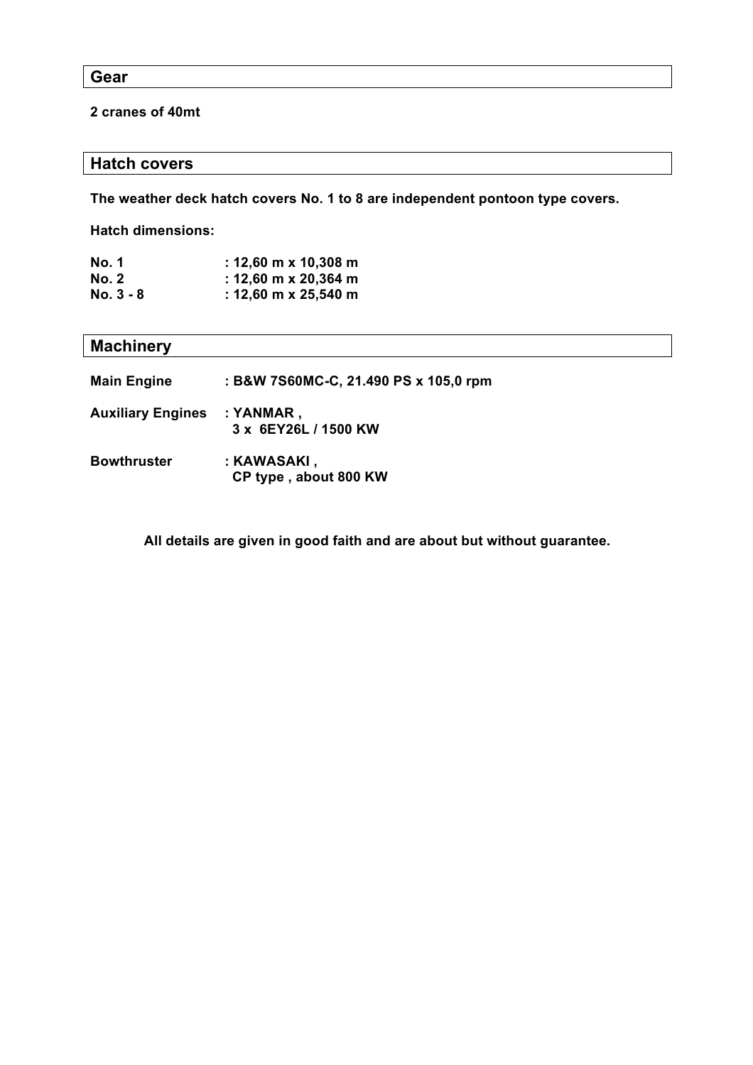## Gear

**2 cranes of 40mt**

## Hatch covers

**The weather deck hatch covers No. 1 to 8 are independent pontoon type covers.**

**Hatch dimensions:**

| | |
|---|---|
| **No. 1** | **: 12,60 m x 10,308 m** |
| **No. 2** | **: 12,60 m x 20,364 m** |
| **No. 3 - 8** | **: 12,60 m x 25,540 m** |

## Machinery

| | |
|---|---|
| **Main Engine** | **: B&W 7S60MC-C, 21.490 PS x 105,0 rpm** |
| **Auxiliary Engines** | **: YANMAR , 3 x 6EY26L / 1500 KW** |
| **Bowthruster** | **: KAWASAKI , CP type , about 800 KW** |

**All details are given in good faith and are about but without guarantee.**